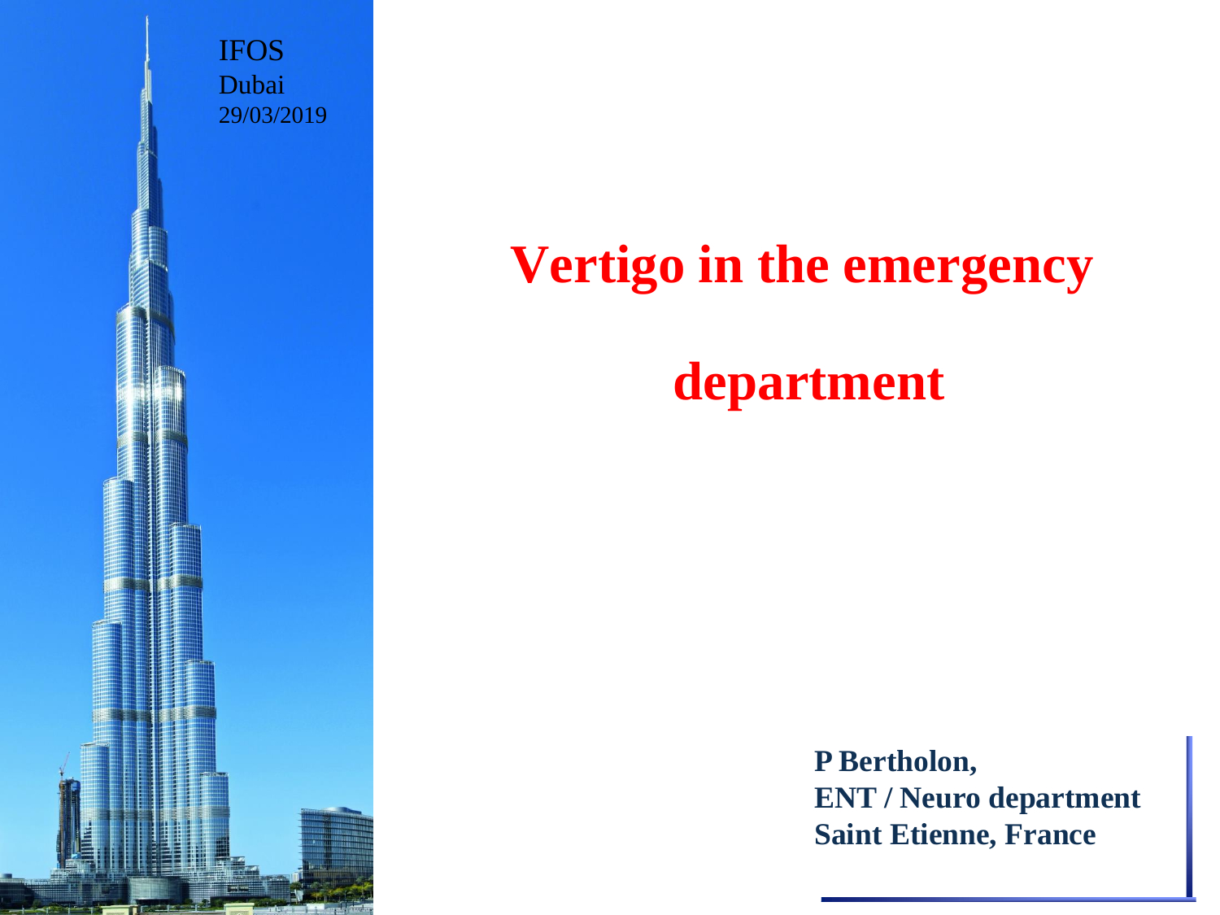IFOS
Dubai
29/03/2019

# Vertigo in the emergency department

**P Bertholon,**
**ENT / Neuro department**
**Saint Etienne, France**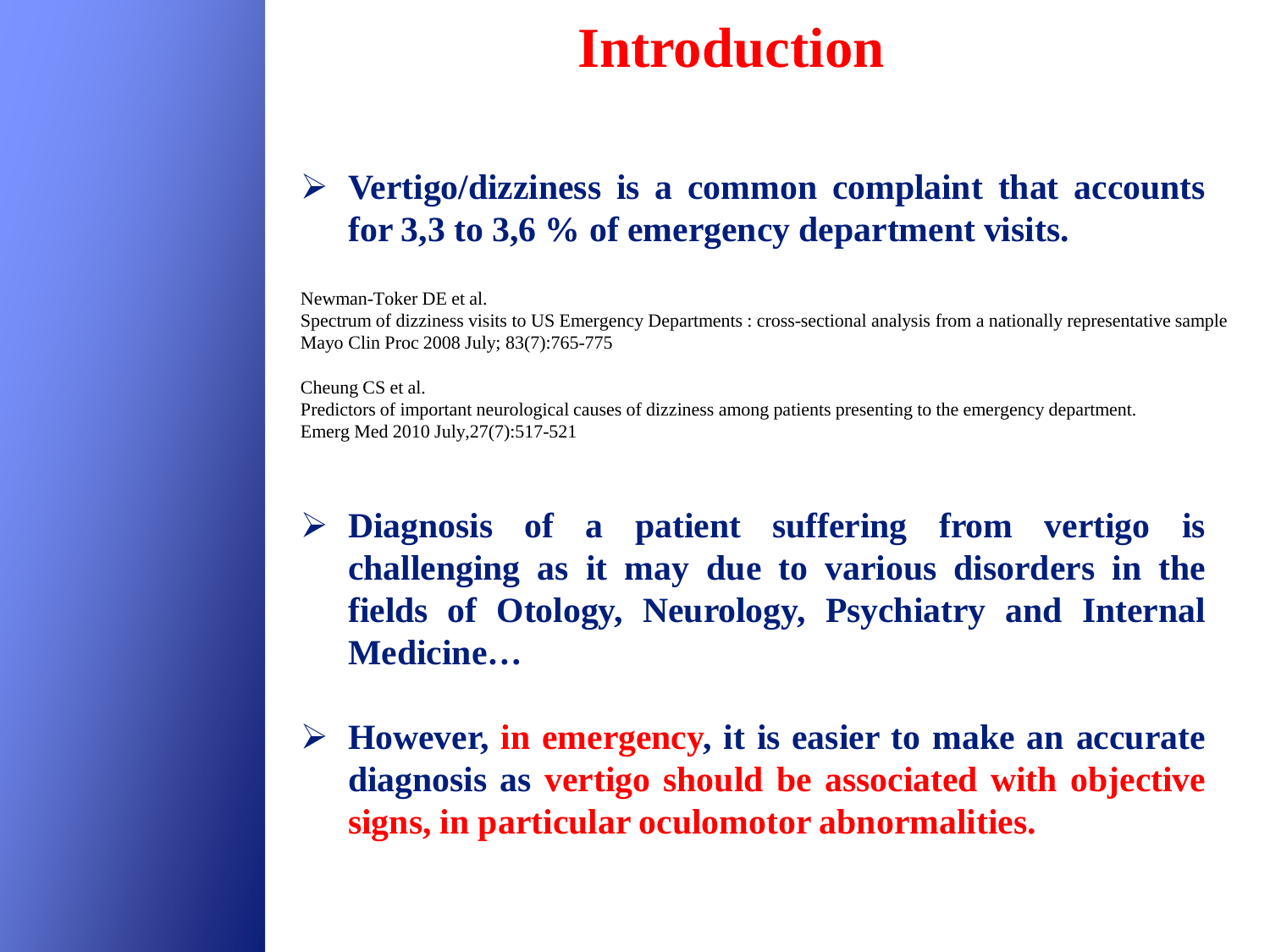# Introduction

- **Vertigo/dizziness is a common complaint that accounts for 3,3 to 3,6 % of emergency department visits.**

Newman-Toker DE et al.
Spectrum of dizziness visits to US Emergency Departments : cross-sectional analysis from a nationally representative sample
Mayo Clin Proc 2008 July; 83(7):765-775

Cheung CS et al.
Predictors of important neurological causes of dizziness among patients presenting to the emergency department.
Emerg Med 2010 July,27(7):517-521

- **Diagnosis of a patient suffering from vertigo is challenging as it may due to various disorders in the fields of Otology, Neurology, Psychiatry and Internal Medicine…**

- **However, in emergency, it is easier to make an accurate diagnosis as vertigo should be associated with objective signs, in particular oculomotor abnormalities.**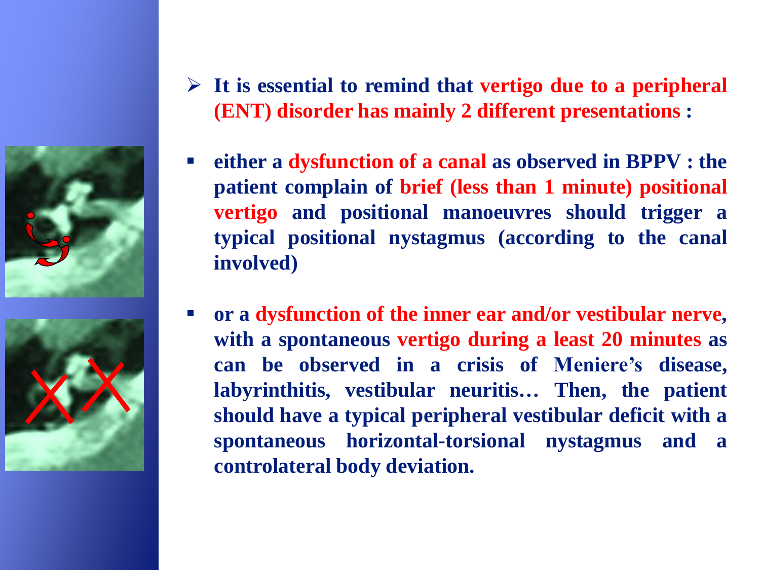- **It is essential to remind that vertigo due to a peripheral (ENT) disorder has mainly 2 different presentations :**

- **either a dysfunction of a canal as observed in BPPV : the patient complain of brief (less than 1 minute) positional vertigo and positional manoeuvres should trigger a typical positional nystagmus (according to the canal involved)**

- **or a dysfunction of the inner ear and/or vestibular nerve, with a spontaneous vertigo during a least 20 minutes as can be observed in a crisis of Meniere's disease, labyrinthitis, vestibular neuritis… Then, the patient should have a typical peripheral vestibular deficit with a spontaneous horizontal-torsional nystagmus and a controlateral body deviation.**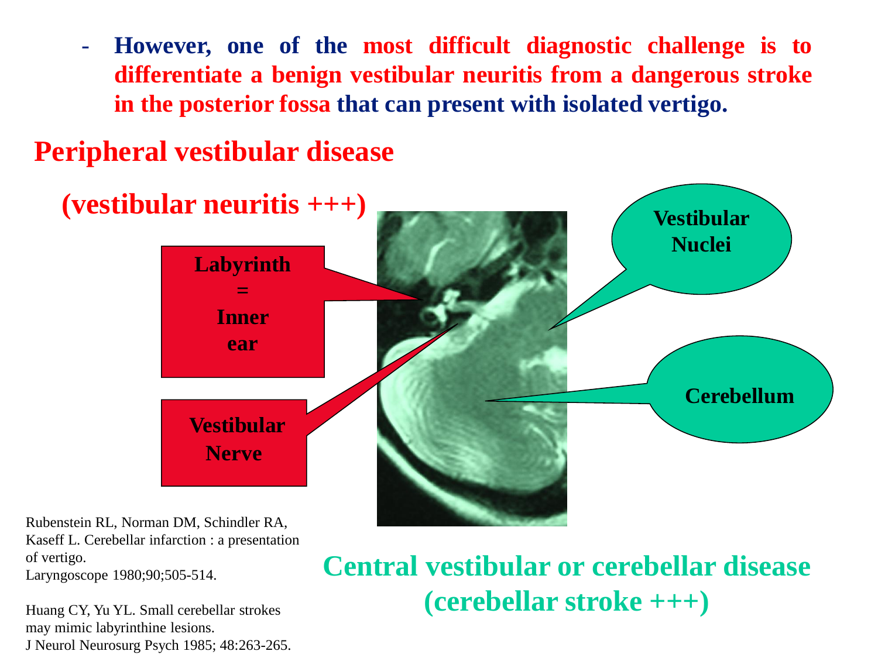- However, one of the **most difficult diagnostic challenge is to differentiate a benign vestibular neuritis from a dangerous stroke in the posterior fossa** that can present with isolated vertigo.

## Peripheral vestibular disease

**(vestibular neuritis +++)**

**Labyrinth = Inner ear**

**Vestibular Nerve**

**Vestibular Nuclei**

**Cerebellum**

## Central vestibular or cerebellar disease (cerebellar stroke +++)

Rubenstein RL, Norman DM, Schindler RA, Kaseff L. Cerebellar infarction : a presentation of vertigo. Laryngoscope 1980;90;505-514.

Huang CY, Yu YL. Small cerebellar strokes may mimic labyrinthine lesions. J Neurol Neurosurg Psych 1985; 48:263-265.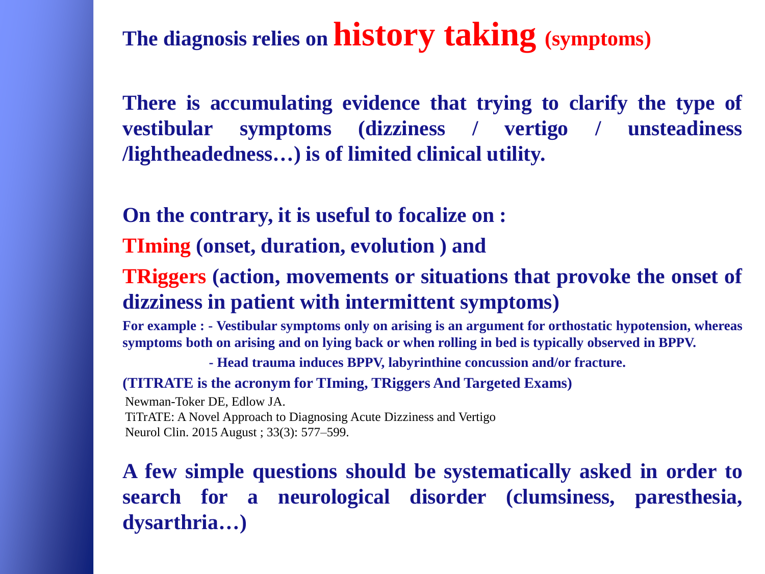# The diagnosis relies on **history taking** (symptoms)

**There is accumulating evidence that trying to clarify the type of vestibular symptoms (dizziness / vertigo / unsteadiness /lightheadedness…) is of limited clinical utility.**

**On the contrary, it is useful to focalize on :**

**TIming (onset, duration, evolution ) and**

**TRiggers (action, movements or situations that provoke the onset of dizziness in patient with intermittent symptoms)**

**For example : - Vestibular symptoms only on arising is an argument for orthostatic hypotension, whereas symptoms both on arising and on lying back or when rolling in bed is typically observed in BPPV.**

**- Head trauma induces BPPV, labyrinthine concussion and/or fracture.**

**(TITRATE is the acronym for TIming, TRiggers And Targeted Exams)**

Newman-Toker DE, Edlow JA.
TiTrATE: A Novel Approach to Diagnosing Acute Dizziness and Vertigo
Neurol Clin. 2015 August ; 33(3): 577–599.

**A few simple questions should be systematically asked in order to search for a neurological disorder (clumsiness, paresthesia, dysarthria…)**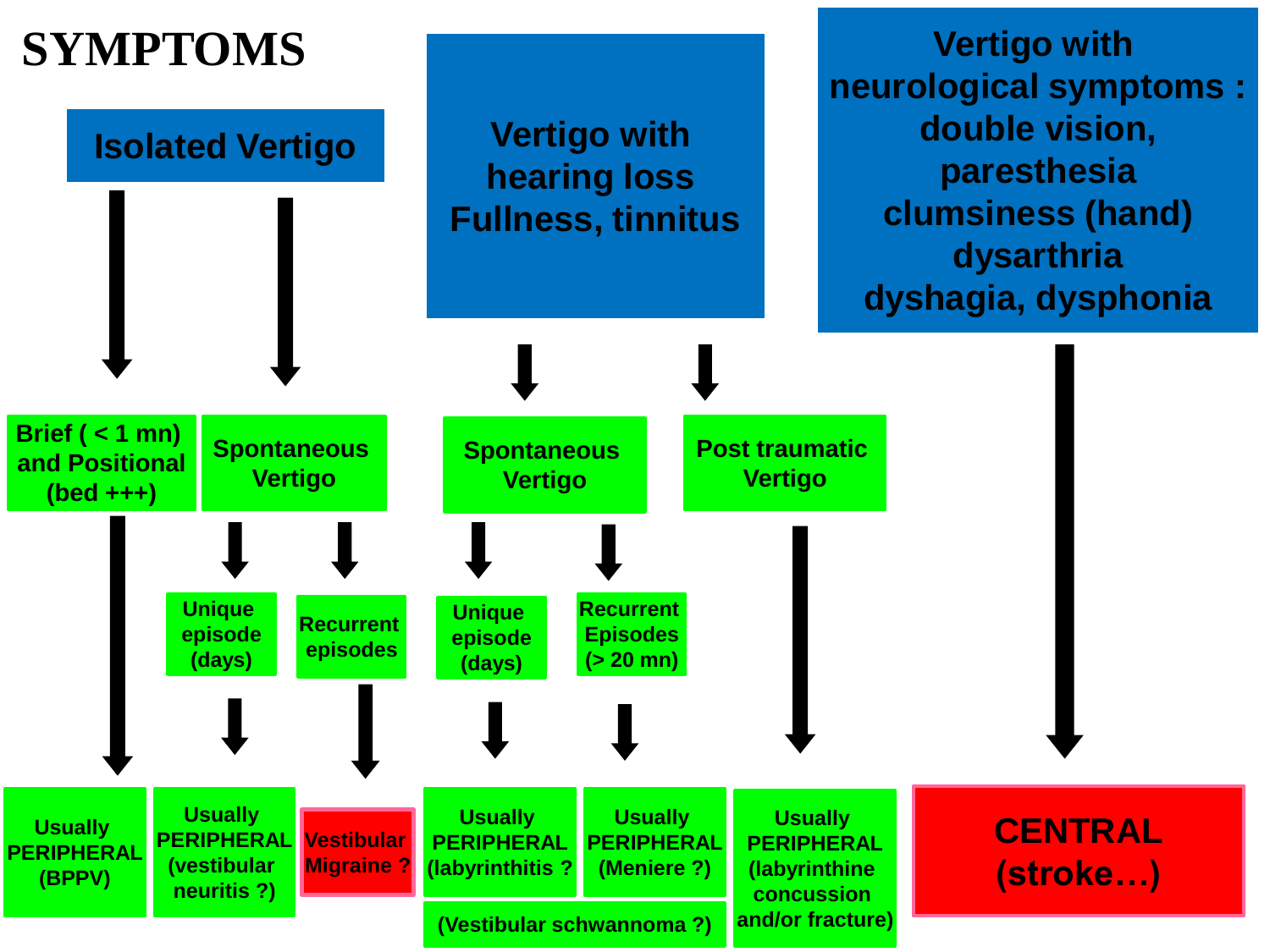# SYMPTOMS

## Isolated Vertigo

- **Brief ( < 1 mn) and Positional (bed +++)**
  - Usually PERIPHERAL (BPPV)
- **Spontaneous Vertigo**
  - Unique episode (days)
    - Usually PERIPHERAL (vestibular neuritis ?)
  - Recurrent episodes
    - Vestibular Migraine ?

## Vertigo with hearing loss Fullness, tinnitus

- **Spontaneous Vertigo**
  - Unique episode (days)
    - Usually PERIPHERAL (labyrinthitis ?
  - Recurrent Episodes (> 20 mn)
    - Usually PERIPHERAL (Meniere ?)
  - (Vestibular schwannoma ?)
- **Post traumatic Vertigo**
  - Usually PERIPHERAL (labyrinthine concussion and/or fracture)

## Vertigo with neurological symptoms : double vision, paresthesia clumsiness (hand) dysarthria dyshagia, dysphonia

- **CENTRAL (stroke…)**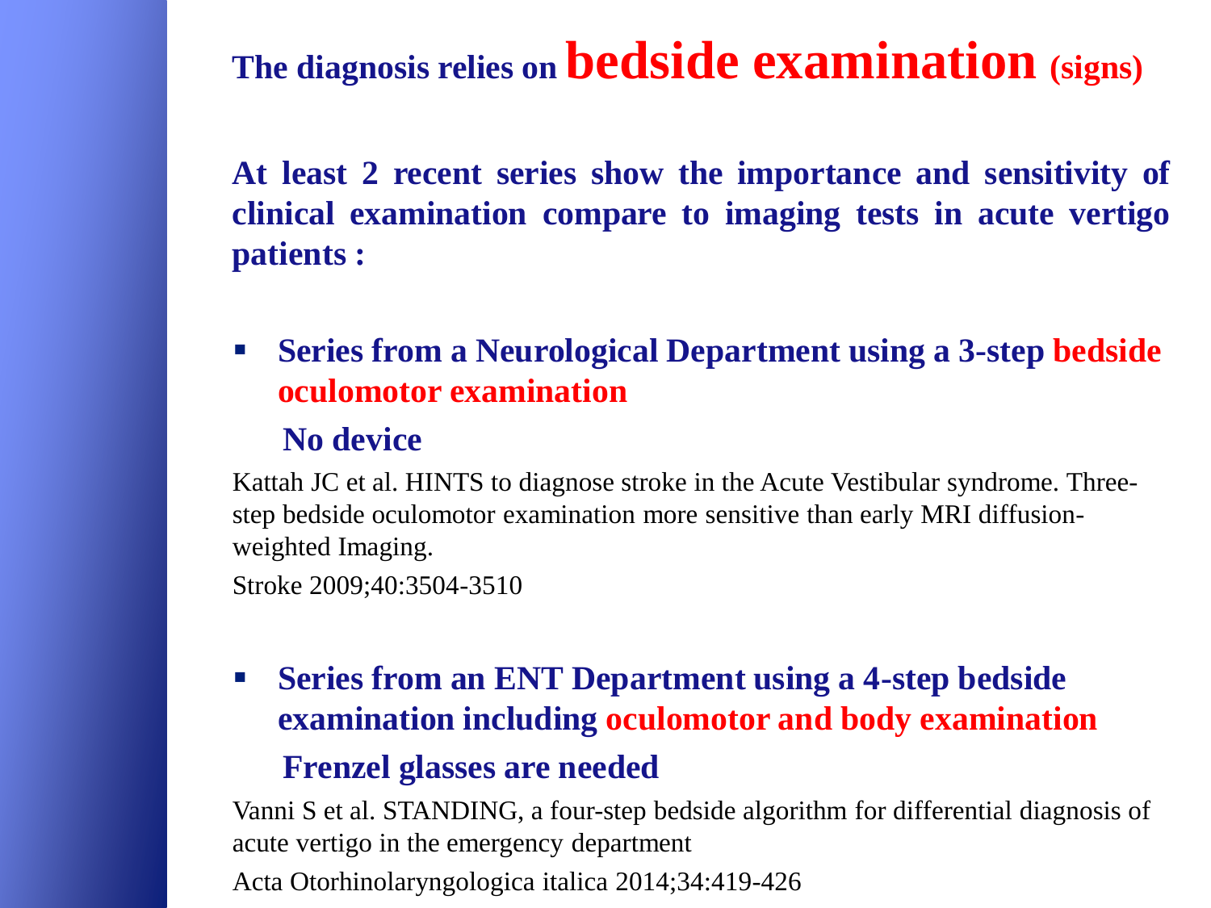# The diagnosis relies on **bedside examination** (signs)

**At least 2 recent series show the importance and sensitivity of clinical examination compare to imaging tests in acute vertigo patients :**

- **Series from a Neurological Department using a 3-step bedside oculomotor examination**

  **No device**

Kattah JC et al. HINTS to diagnose stroke in the Acute Vestibular syndrome. Three-step bedside oculomotor examination more sensitive than early MRI diffusion-weighted Imaging.

Stroke 2009;40:3504-3510

- **Series from an ENT Department using a 4-step bedside examination including oculomotor and body examination**

  **Frenzel glasses are needed**

Vanni S et al. STANDING, a four-step bedside algorithm for differential diagnosis of acute vertigo in the emergency department

Acta Otorhinolaryngologica italica 2014;34:419-426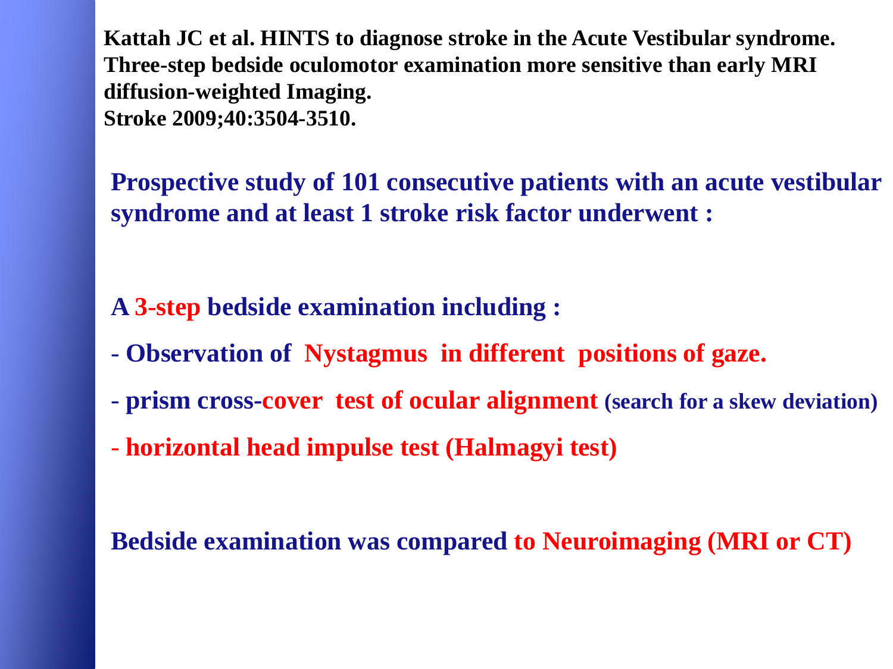**Kattah JC et al. HINTS to diagnose stroke in the Acute Vestibular syndrome. Three-step bedside oculomotor examination more sensitive than early MRI diffusion-weighted Imaging. Stroke 2009;40:3504-3510.**

**Prospective study of 101 consecutive patients with an acute vestibular syndrome and at least 1 stroke risk factor underwent :**

**A 3-step bedside examination including :**

- **Observation of Nystagmus in different positions of gaze.**
- **prism cross-cover test of ocular alignment (search for a skew deviation)**
- **horizontal head impulse test (Halmagyi test)**

**Bedside examination was compared to Neuroimaging (MRI or CT)**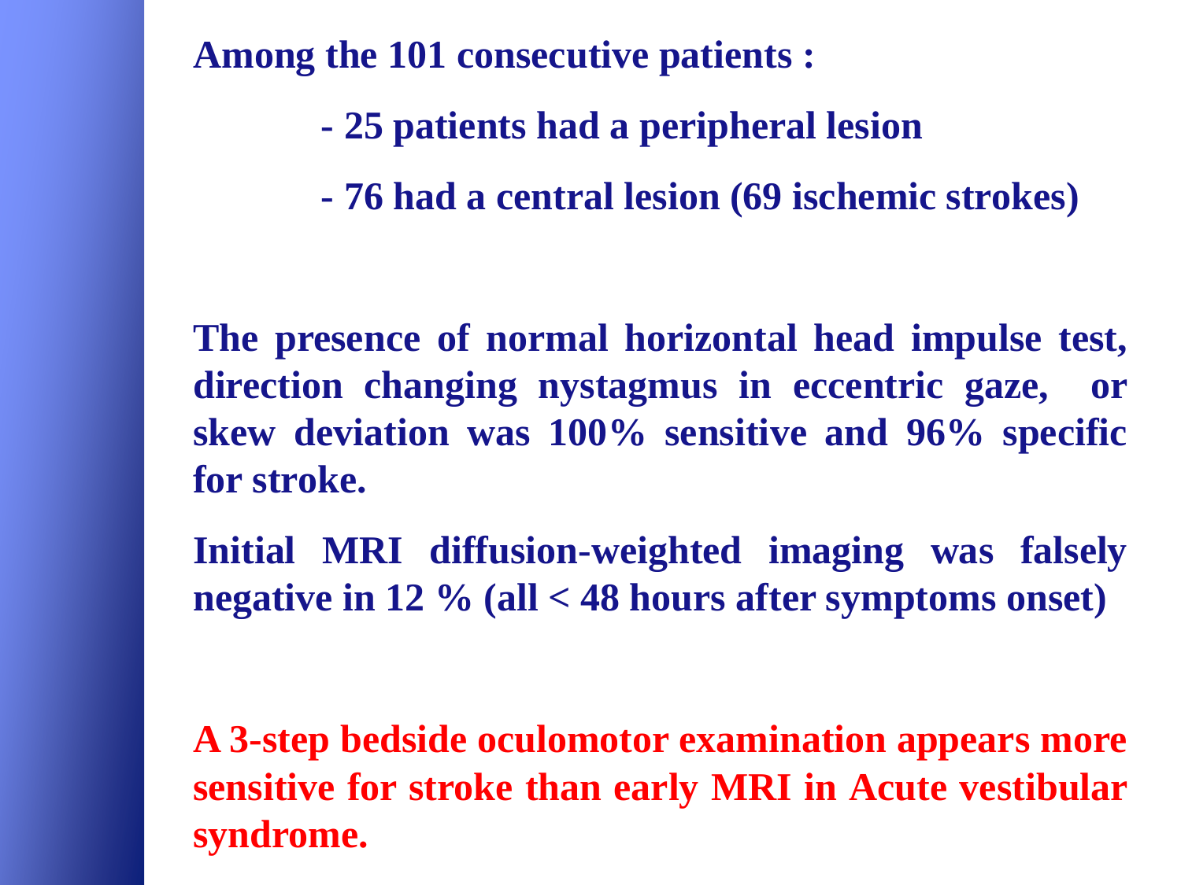**Among the 101 consecutive patients :**

- **25 patients had a peripheral lesion**
- **76 had a central lesion (69 ischemic strokes)**

**The presence of normal horizontal head impulse test, direction changing nystagmus in eccentric gaze, or skew deviation was 100% sensitive and 96% specific for stroke.**

**Initial MRI diffusion-weighted imaging was falsely negative in 12 % (all < 48 hours after symptoms onset)**

**A 3-step bedside oculomotor examination appears more sensitive for stroke than early MRI in Acute vestibular syndrome.**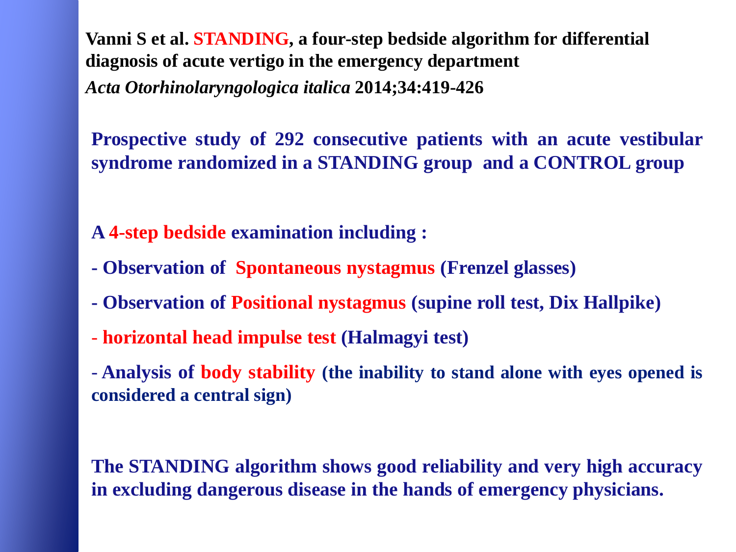**Vanni S et al. STANDING, a four-step bedside algorithm for differential diagnosis of acute vertigo in the emergency department**
***Acta Otorhinolaryngologica italica*** **2014;34:419-426**

**Prospective study of 292 consecutive patients with an acute vestibular syndrome randomized in a STANDING group and a CONTROL group**

**A 4-step bedside examination including :**

- **Observation of Spontaneous nystagmus (Frenzel glasses)**
- **Observation of Positional nystagmus (supine roll test, Dix Hallpike)**
- **horizontal head impulse test (Halmagyi test)**
- **Analysis of body stability (the inability to stand alone with eyes opened is considered a central sign)**

**The STANDING algorithm shows good reliability and very high accuracy in excluding dangerous disease in the hands of emergency physicians.**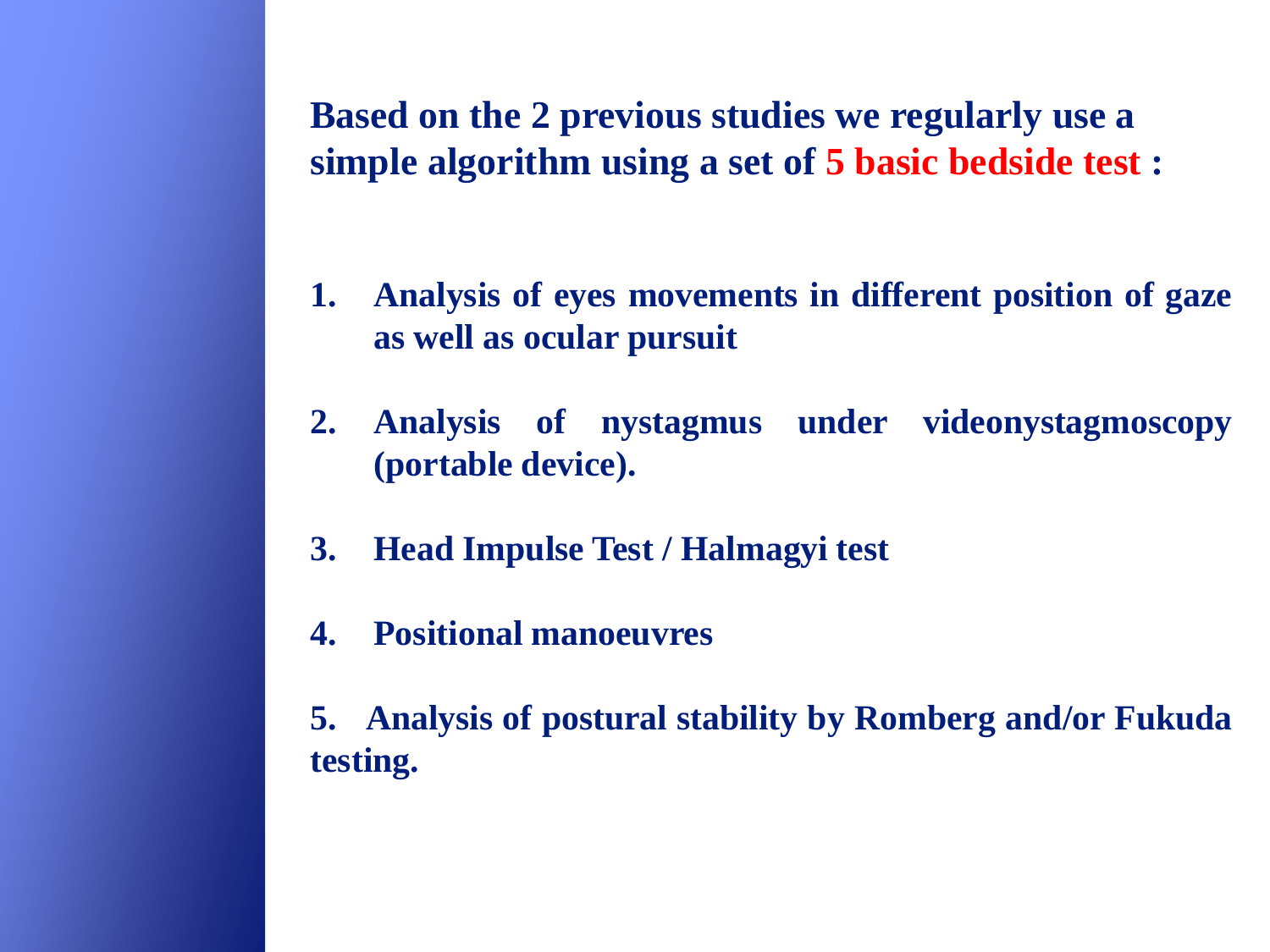**Based on the 2 previous studies we regularly use a simple algorithm using a set of 5 basic bedside test :**

1. **Analysis of eyes movements in different position of gaze as well as ocular pursuit**

2. **Analysis of nystagmus under videonystagmoscopy (portable device).**

3. **Head Impulse Test / Halmagyi test**

4. **Positional manoeuvres**

5. **Analysis of postural stability by Romberg and/or Fukuda testing.**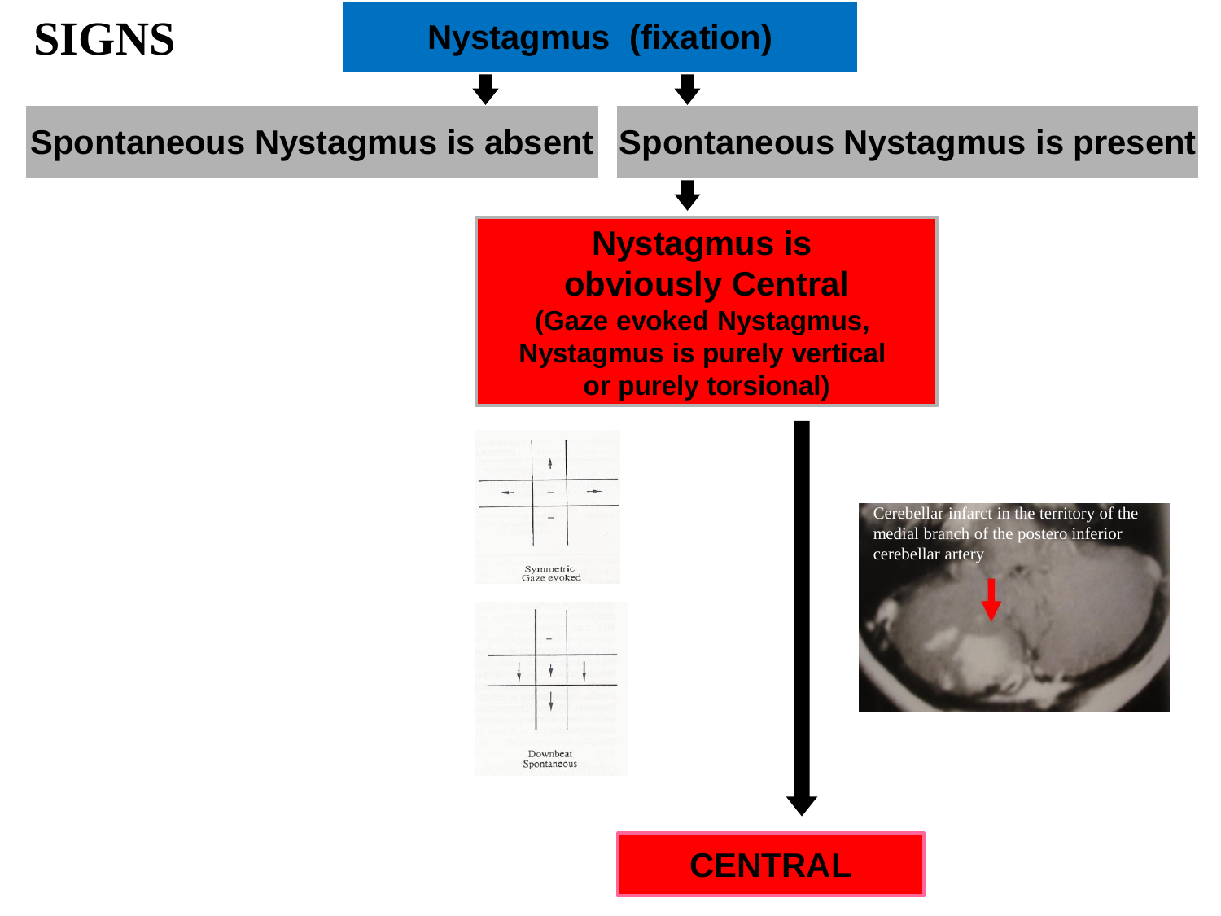# SIGNS

**Nystagmus (fixation)**

**Spontaneous Nystagmus is absent**

**Spontaneous Nystagmus is present**

**Nystagmus is obviously Central**
**(Gaze evoked Nystagmus, Nystagmus is purely vertical or purely torsional)**

Symmetric Gaze evoked

Downbeat Spontaneous

Cerebellar infarct in the territory of the medial branch of the postero inferior cerebellar artery

**CENTRAL**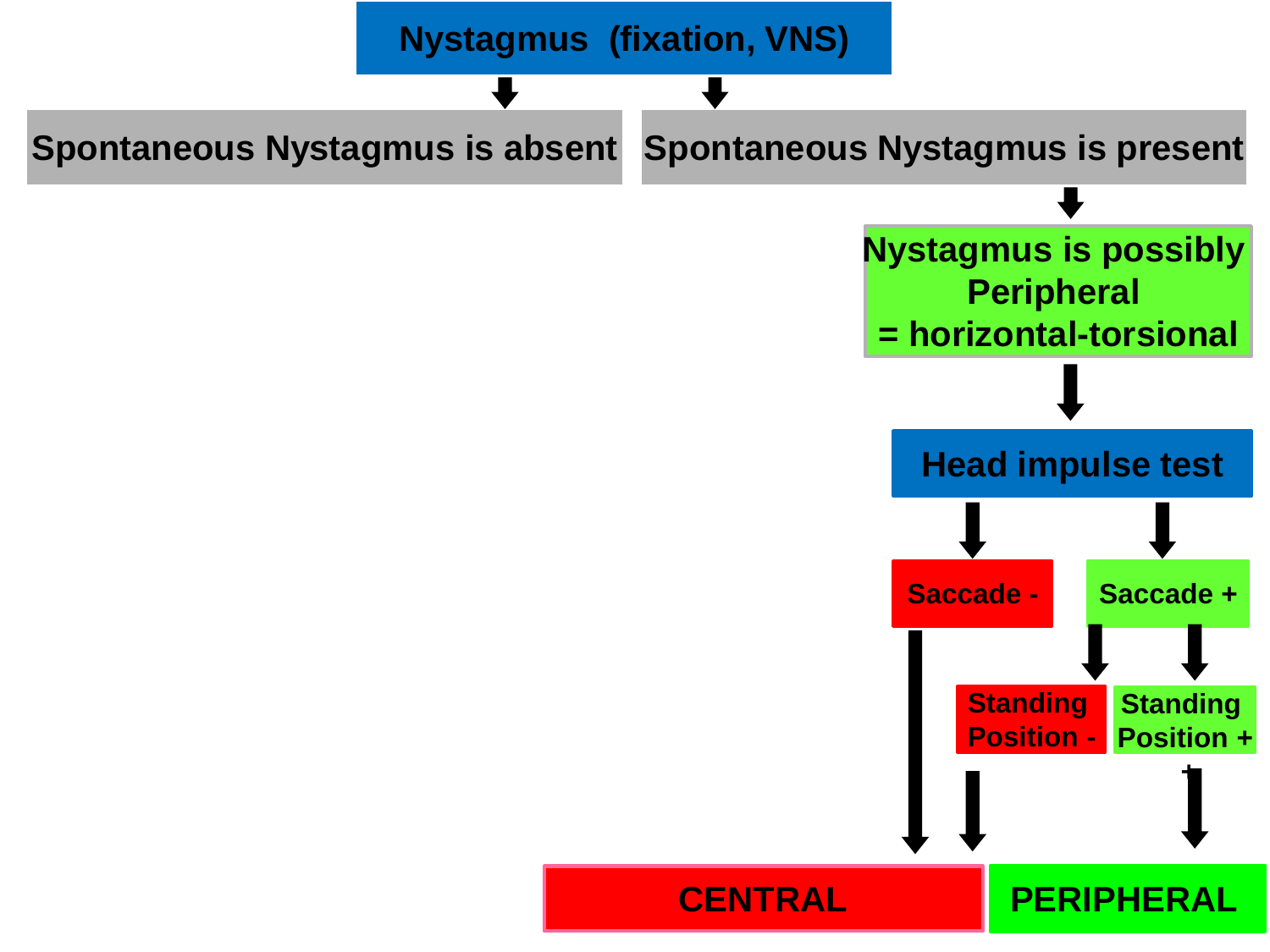# Nystagmus (fixation, VNS)

- **Spontaneous Nystagmus is absent**
- **Spontaneous Nystagmus is present**
  - **Nystagmus is possibly Peripheral = horizontal-torsional**
    - **Head impulse test**
      - **Saccade -** → **CENTRAL**
      - **Saccade +**
        - **Standing Position -** → **CENTRAL**
        - **Standing Position +** → **PERIPHERAL**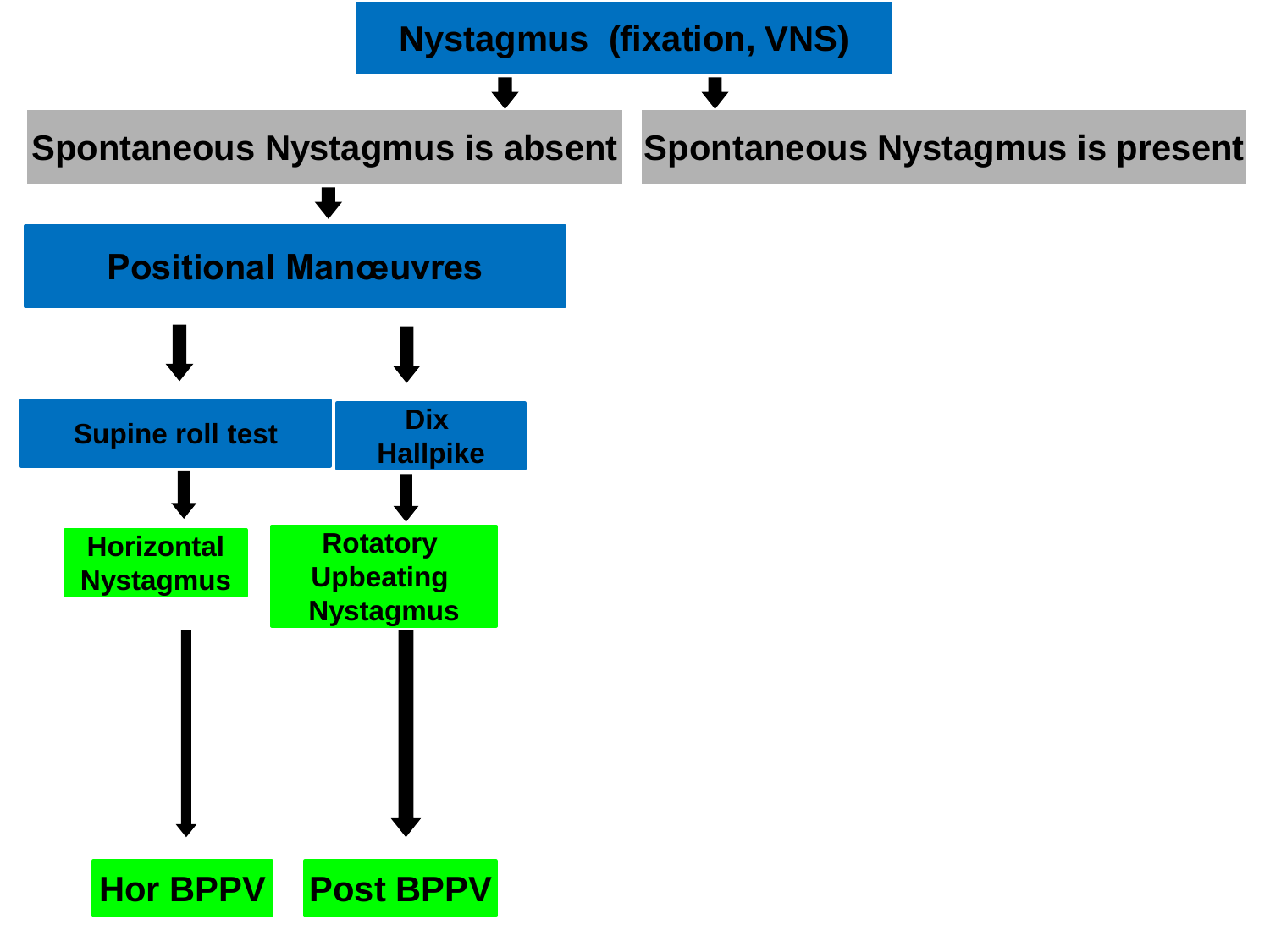# Nystagmus (fixation, VNS)

- **Spontaneous Nystagmus is absent**
  - **Positional Manœuvres**
    - **Supine roll test** → Horizontal Nystagmus → **Hor BPPV**
    - **Dix Hallpike** → Rotatory Upbeating Nystagmus → **Post BPPV**
- **Spontaneous Nystagmus is present**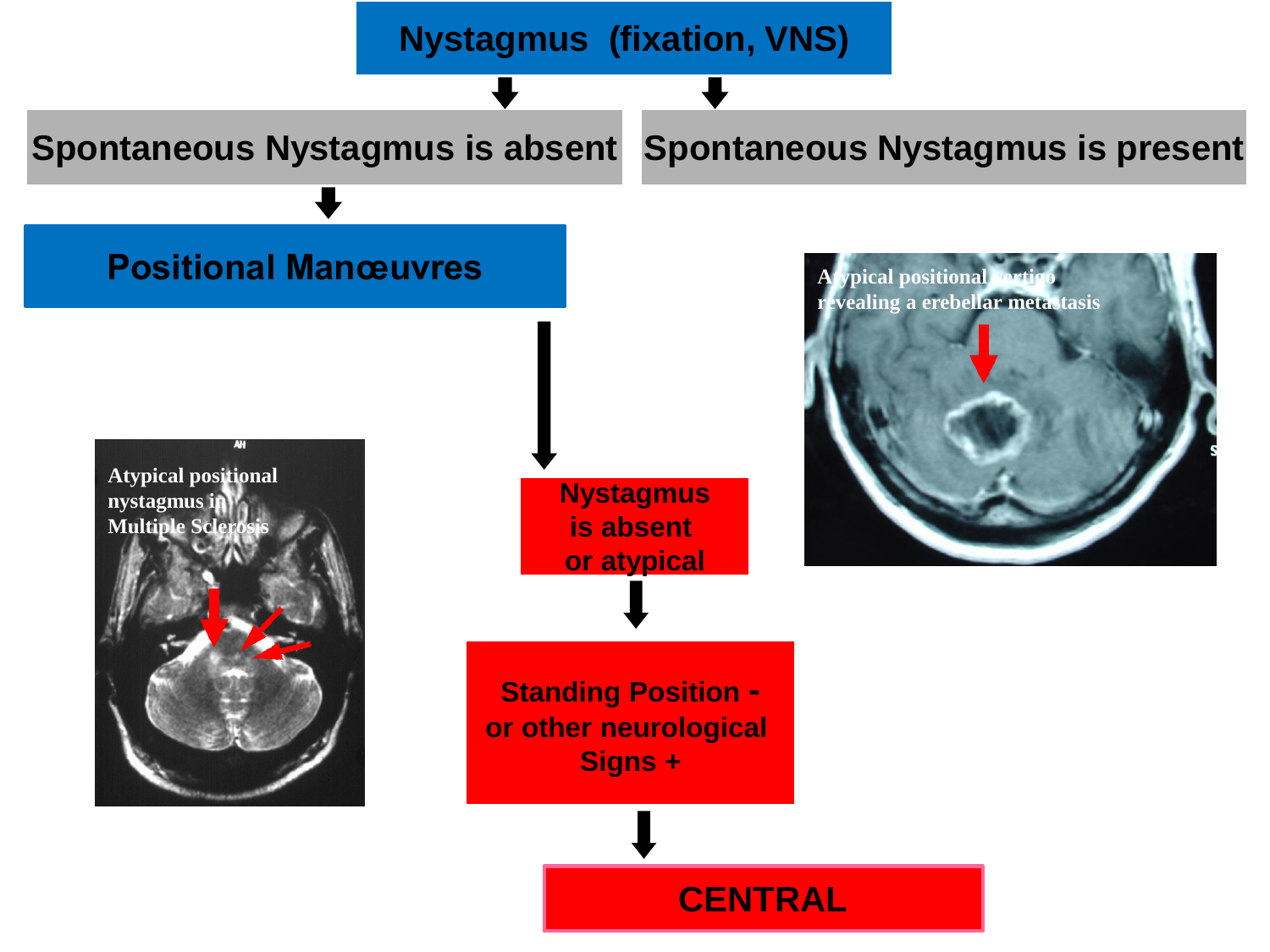# Nystagmus (fixation, VNS)

- **Spontaneous Nystagmus is absent**
  - **Positional Manœuvres**
    - **Nystagmus is absent or atypical**
      - **Standing Position - or other neurological Signs +**
        - **CENTRAL**
- **Spontaneous Nystagmus is present**

Atypical positional nystagmus in Multiple Sclerosis

Atypical positional vertigo revealing a erebellar metastasis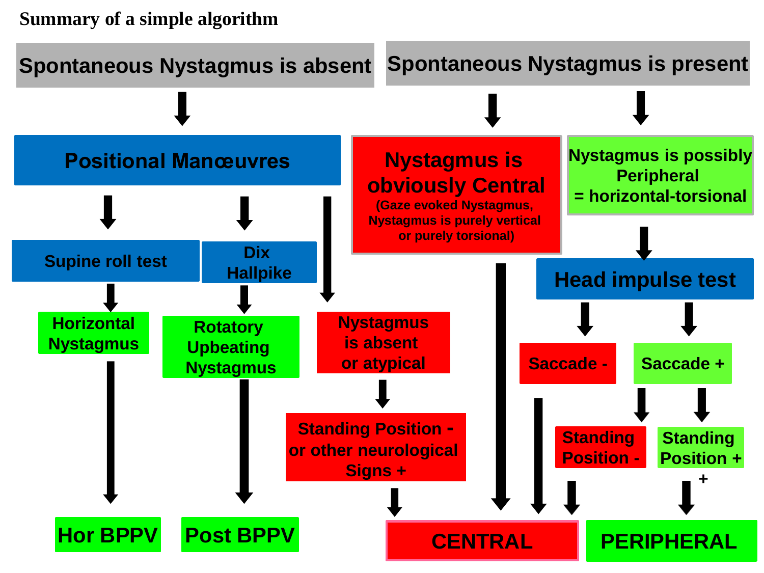**Summary of a simple algorithm**

**Spontaneous Nystagmus is absent**

- **Positional Manœuvres**
  - **Supine roll test** → **Horizontal Nystagmus** → **Hor BPPV**
  - **Dix Hallpike** → **Rotatory Upbeating Nystagmus** → **Post BPPV**
  - **Nystagmus is absent or atypical** → **Standing Position - or other neurological Signs +** → **CENTRAL**

**Spontaneous Nystagmus is present**

- **Nystagmus is obviously Central** (Gaze evoked Nystagmus, Nystagmus is purely vertical or purely torsional) → **CENTRAL**
- **Nystagmus is possibly Peripheral = horizontal-torsional** → **Head impulse test**
  - **Saccade -** → **CENTRAL**
  - **Saccade +**
    - **Standing Position -** → **CENTRAL**
    - **Standing Position +** + → **PERIPHERAL**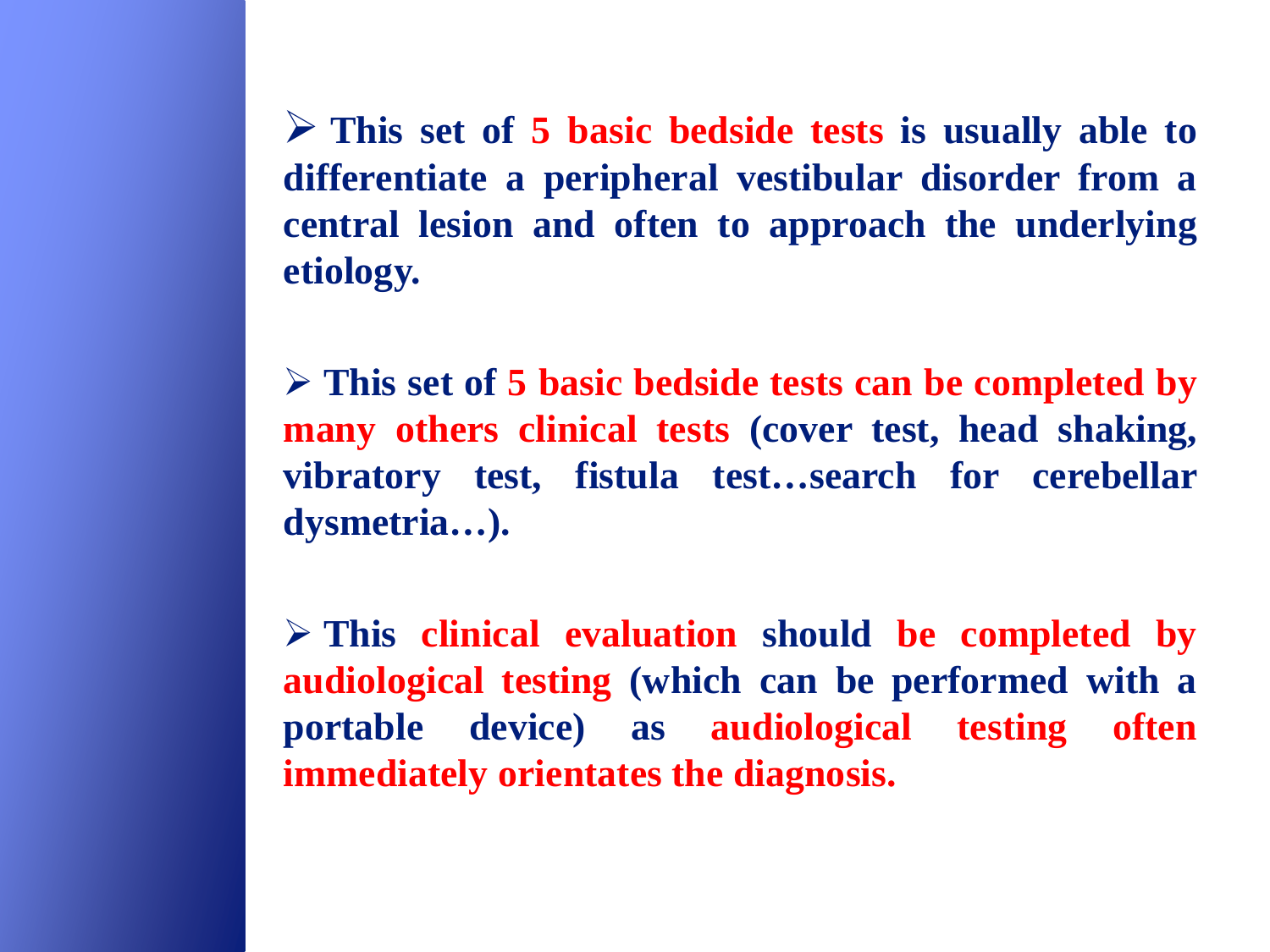- **This set of 5 basic bedside tests is usually able to differentiate a peripheral vestibular disorder from a central lesion and often to approach the underlying etiology.**

- **This set of 5 basic bedside tests can be completed by many others clinical tests (cover test, head shaking, vibratory test, fistula test…search for cerebellar dysmetria…).**

- **This clinical evaluation should be completed by audiological testing (which can be performed with a portable device) as audiological testing often immediately orientates the diagnosis.**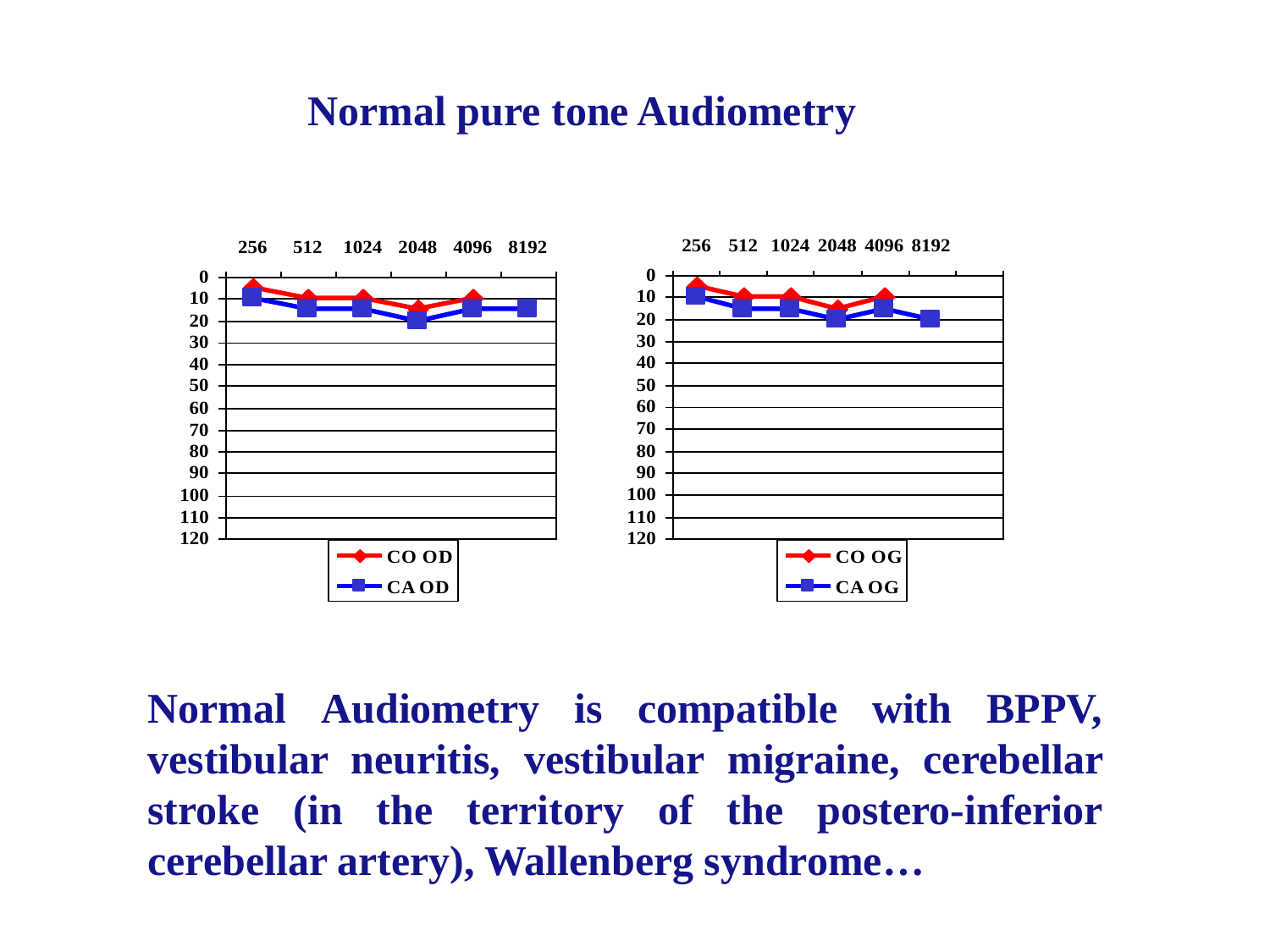# Normal pure tone Audiometry

Normal Audiometry is compatible with BPPV, vestibular neuritis, vestibular migraine, cerebellar stroke (in the territory of the postero-inferior cerebellar artery), Wallenberg syndrome…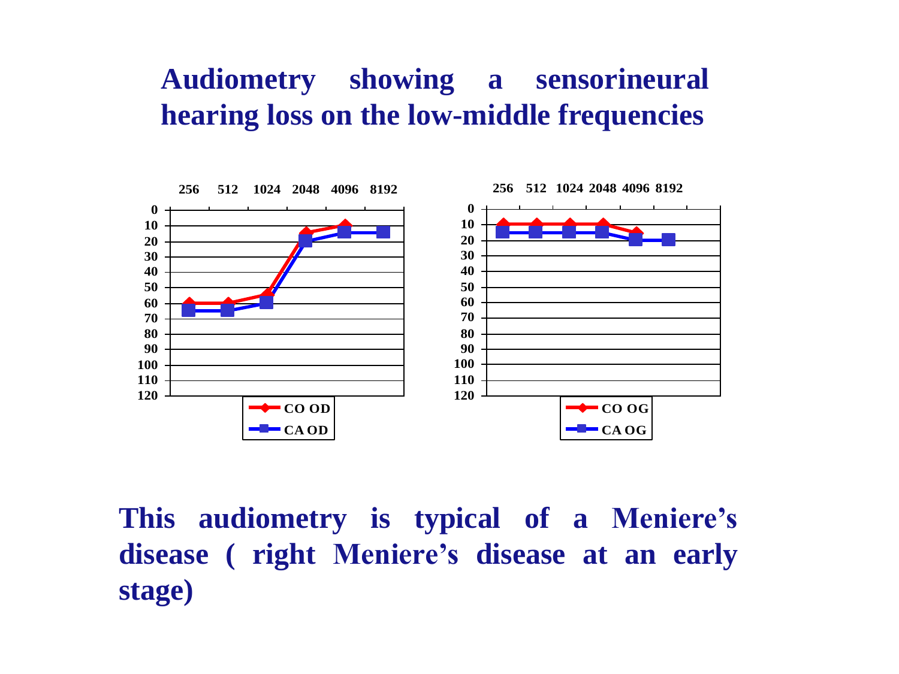# Audiometry showing a sensorineural hearing loss on the low-middle frequencies

This audiometry is typical of a Meniere's disease ( right Meniere's disease at an early stage)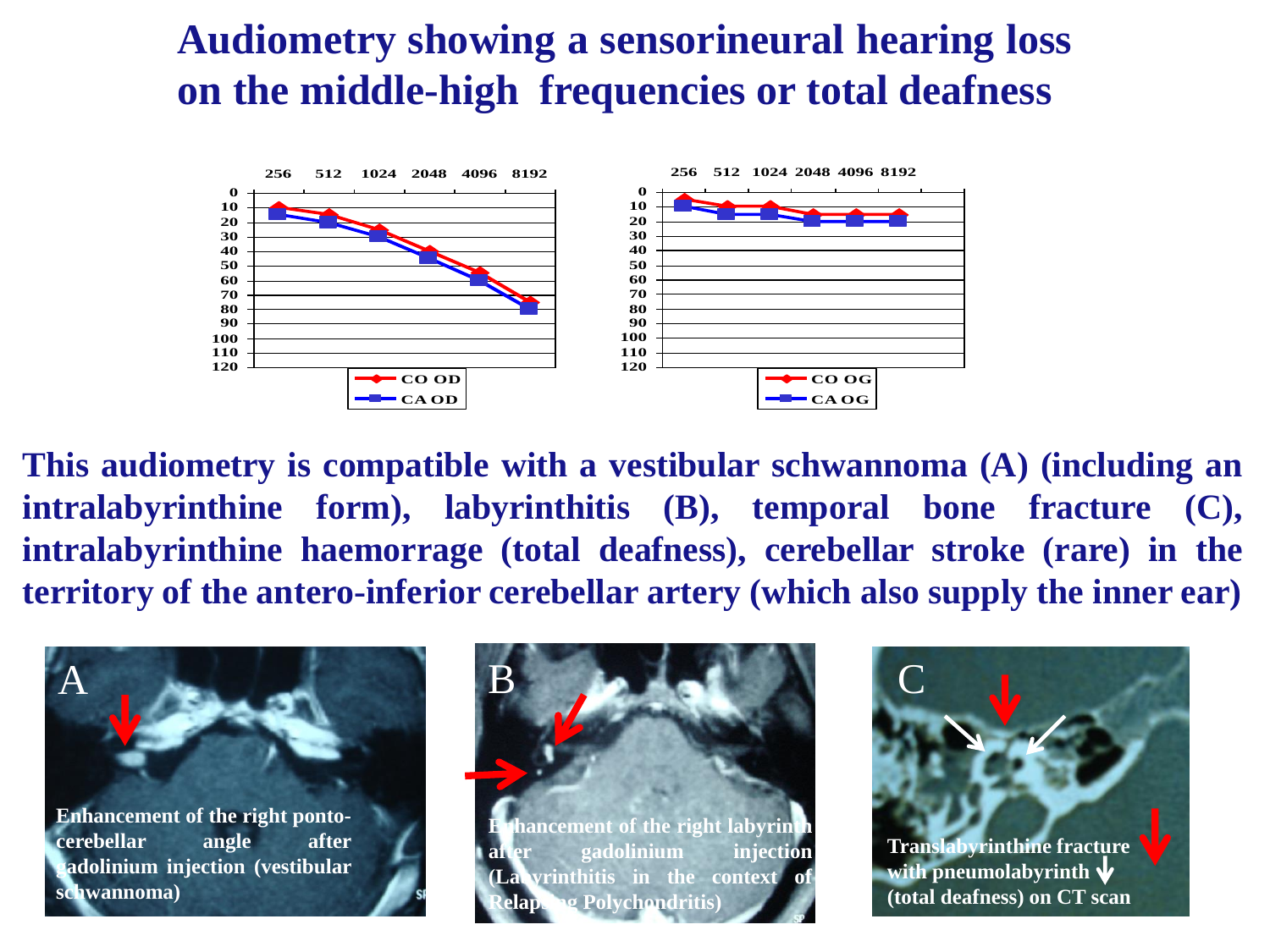# Audiometry showing a sensorineural hearing loss on the middle-high frequencies or total deafness

**This audiometry is compatible with a vestibular schwannoma (A) (including an intralabyrinthine form), labyrinthitis (B), temporal bone fracture (C), intralabyrinthine haemorrage (total deafness), cerebellar stroke (rare) in the territory of the antero-inferior cerebellar artery (which also supply the inner ear)**

A — Enhancement of the right ponto-cerebellar angle after gadolinium injection (vestibular schwannoma)

B — Enhancement of the right labyrinth after gadolinium injection (Labyrinthitis in the context of Relapsing Polychondritis)

C — Translabyrinthine fracture with pneumolabyrinth (total deafness) on CT scan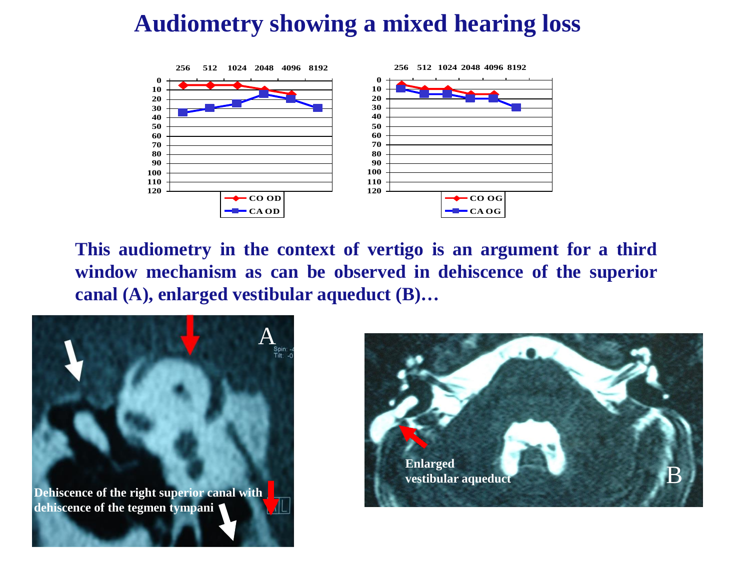# Audiometry showing a mixed hearing loss

**This audiometry in the context of vertigo is an argument for a third window mechanism as can be observed in dehiscence of the superior canal (A), enlarged vestibular aqueduct (B)…**

Dehiscence of the right superior canal with dehiscence of the tegmen tympani

Enlarged vestibular aqueduct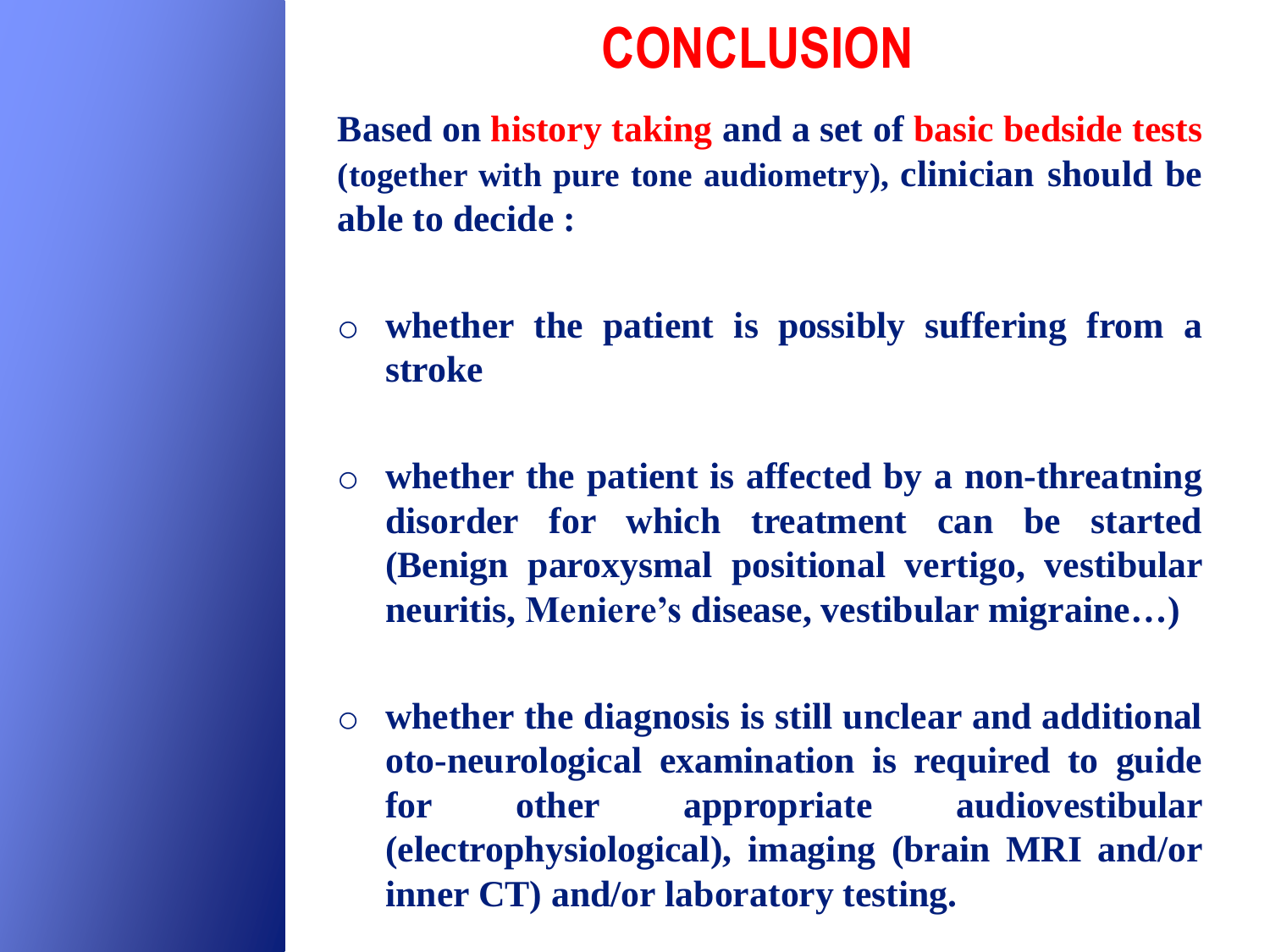# CONCLUSION

**Based on history taking and a set of basic bedside tests (together with pure tone audiometry), clinician should be able to decide :**

- **whether the patient is possibly suffering from a stroke**
- **whether the patient is affected by a non-threatning disorder for which treatment can be started (Benign paroxysmal positional vertigo, vestibular neuritis, Meniere's disease, vestibular migraine…)**
- **whether the diagnosis is still unclear and additional oto-neurological examination is required to guide for other appropriate audiovestibular (electrophysiological), imaging (brain MRI and/or inner CT) and/or laboratory testing.**